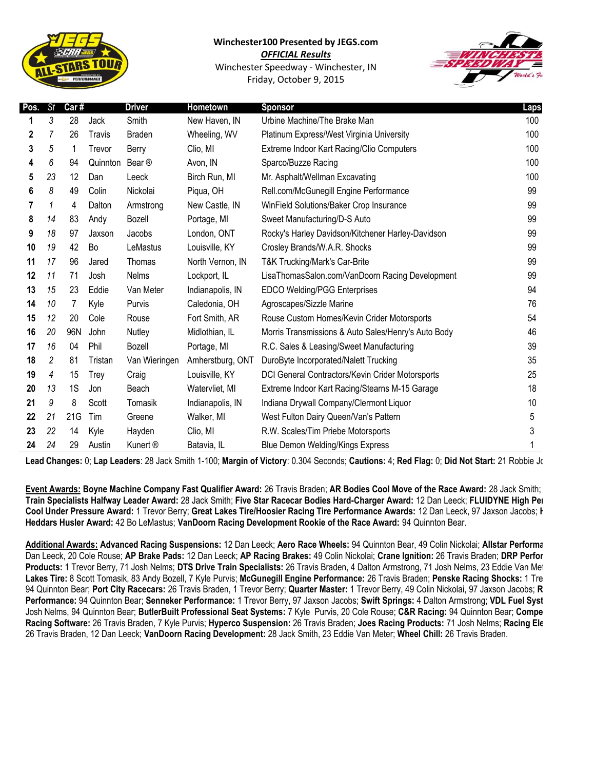**Winchester100 Presented by JEGS.com**

***OFFICIAL Results***

Winchester Speedway - Winchester, IN

Friday, October 9, 2015

| Pos. | St | Car # | | Driver | Hometown | Sponsor | Laps |
|---|---|---|---|---|---|---|---|
| 1 | 3 | 28 | Jack | Smith | New Haven, IN | Urbine Machine/The Brake Man | 100 |
| 2 | 7 | 26 | Travis | Braden | Wheeling, WV | Platinum Express/West Virginia University | 100 |
| 3 | 5 | 1 | Trevor | Berry | Clio, MI | Extreme Indoor Kart Racing/Clio Computers | 100 |
| 4 | 6 | 94 | Quinnton | Bear ® | Avon, IN | Sparco/Buzze Racing | 100 |
| 5 | 23 | 12 | Dan | Leeck | Birch Run, MI | Mr. Asphalt/Wellman Excavating | 100 |
| 6 | 8 | 49 | Colin | Nickolai | Piqua, OH | Rell.com/McGunegill Engine Performance | 99 |
| 7 | 1 | 4 | Dalton | Armstrong | New Castle, IN | WinField Solutions/Baker Crop Insurance | 99 |
| 8 | 14 | 83 | Andy | Bozell | Portage, MI | Sweet Manufacturing/D-S Auto | 99 |
| 9 | 18 | 97 | Jaxson | Jacobs | London, ONT | Rocky's Harley Davidson/Kitchener Harley-Davidson | 99 |
| 10 | 19 | 42 | Bo | LeMastus | Louisville, KY | Crosley Brands/W.A.R. Shocks | 99 |
| 11 | 17 | 96 | Jared | Thomas | North Vernon, IN | T&K Trucking/Mark's Car-Brite | 99 |
| 12 | 11 | 71 | Josh | Nelms | Lockport, IL | LisaThomasSalon.com/VanDoorn Racing Development | 99 |
| 13 | 15 | 23 | Eddie | Van Meter | Indianapolis, IN | EDCO Welding/PGG Enterprises | 94 |
| 14 | 10 | 7 | Kyle | Purvis | Caledonia, OH | Agroscapes/Sizzle Marine | 76 |
| 15 | 12 | 20 | Cole | Rouse | Fort Smith, AR | Rouse Custom Homes/Kevin Crider Motorsports | 54 |
| 16 | 20 | 96N | John | Nutley | Midlothian, IL | Morris Transmissions & Auto Sales/Henry's Auto Body | 46 |
| 17 | 16 | 04 | Phil | Bozell | Portage, MI | R.C. Sales & Leasing/Sweet Manufacturing | 39 |
| 18 | 2 | 81 | Tristan | Van Wieringen | Amherstburg, ONT | DuroByte Incorporated/Nalett Trucking | 35 |
| 19 | 4 | 15 | Trey | Craig | Louisville, KY | DCI General Contractors/Kevin Crider Motorsports | 25 |
| 20 | 13 | 1S | Jon | Beach | Watervliet, MI | Extreme Indoor Kart Racing/Stearns M-15 Garage | 18 |
| 21 | 9 | 8 | Scott | Tomasik | Indianapolis, IN | Indiana Drywall Company/Clermont Liquor | 10 |
| 22 | 21 | 21G | Tim | Greene | Walker, MI | West Fulton Dairy Queen/Van's Pattern | 5 |
| 23 | 22 | 14 | Kyle | Hayden | Clio, MI | R.W. Scales/Tim Priebe Motorsports | 3 |
| 24 | 24 | 29 | Austin | Kunert ® | Batavia, IL | Blue Demon Welding/Kings Express | 1 |

**Lead Changes:** 0; **Lap Leaders**: 28 Jack Smith 1-100; **Margin of Victory**: 0.304 Seconds; **Cautions:** 4; **Red Flag:** 0; **Did Not Start:** 21 Robbie Jo

**Event Awards: Boyne Machine Company Fast Qualifier Award:** 26 Travis Braden; **AR Bodies Cool Move of the Race Award:** 28 Jack Smith; **Train Specialists Halfway Leader Award:** 28 Jack Smith; **Five Star Racecar Bodies Hard-Charger Award:** 12 Dan Leeck; **FLUIDYNE High Per** **Cool Under Pressure Award:** 1 Trevor Berry; **Great Lakes Tire/Hoosier Racing Tire Performance Awards:** 12 Dan Leeck, 97 Jaxson Jacobs; **H** **Heddars Husler Award:** 42 Bo LeMastus; **VanDoorn Racing Development Rookie of the Race Award:** 94 Quinnton Bear.

**Additional Awards: Advanced Racing Suspensions:** 12 Dan Leeck; **Aero Race Wheels:** 94 Quinnton Bear, 49 Colin Nickolai; **Allstar Performa** Dan Leeck, 20 Cole Rouse; **AP Brake Pads:** 12 Dan Leeck; **AP Racing Brakes:** 49 Colin Nickolai; **Crane Ignition:** 26 Travis Braden; **DRP Perfor** **Products:** 1 Trevor Berry, 71 Josh Nelms; **DTS Drive Train Specialists:** 26 Travis Braden, 4 Dalton Armstrong, 71 Josh Nelms, 23 Eddie Van Me **Lakes Tire:** 8 Scott Tomasik, 83 Andy Bozell, 7 Kyle Purvis; **McGunegill Engine Performance:** 26 Travis Braden; **Penske Racing Shocks:** 1 Tre 94 Quinnton Bear; **Port City Racecars:** 26 Travis Braden, 1 Trevor Berry; **Quarter Master:** 1 Trevor Berry, 49 Colin Nickolai, 97 Jaxson Jacobs; **R** **Performance:** 94 Quinnton Bear; **Senneker Performance:** 1 Trevor Berry, 97 Jaxson Jacobs; **Swift Springs:** 4 Dalton Armstrong; **VDL Fuel Syst** Josh Nelms, 94 Quinnton Bear; **ButlerBuilt Professional Seat Systems:** 7 Kyle Purvis, 20 Cole Rouse; **C&R Racing:** 94 Quinnton Bear; **Compe** **Racing Software:** 26 Travis Braden, 7 Kyle Purvis; **Hyperco Suspension:** 26 Travis Braden; **Joes Racing Products:** 71 Josh Nelms; **Racing Ele** 26 Travis Braden, 12 Dan Leeck; **VanDoorn Racing Development:** 28 Jack Smith, 23 Eddie Van Meter; **Wheel Chill:** 26 Travis Braden.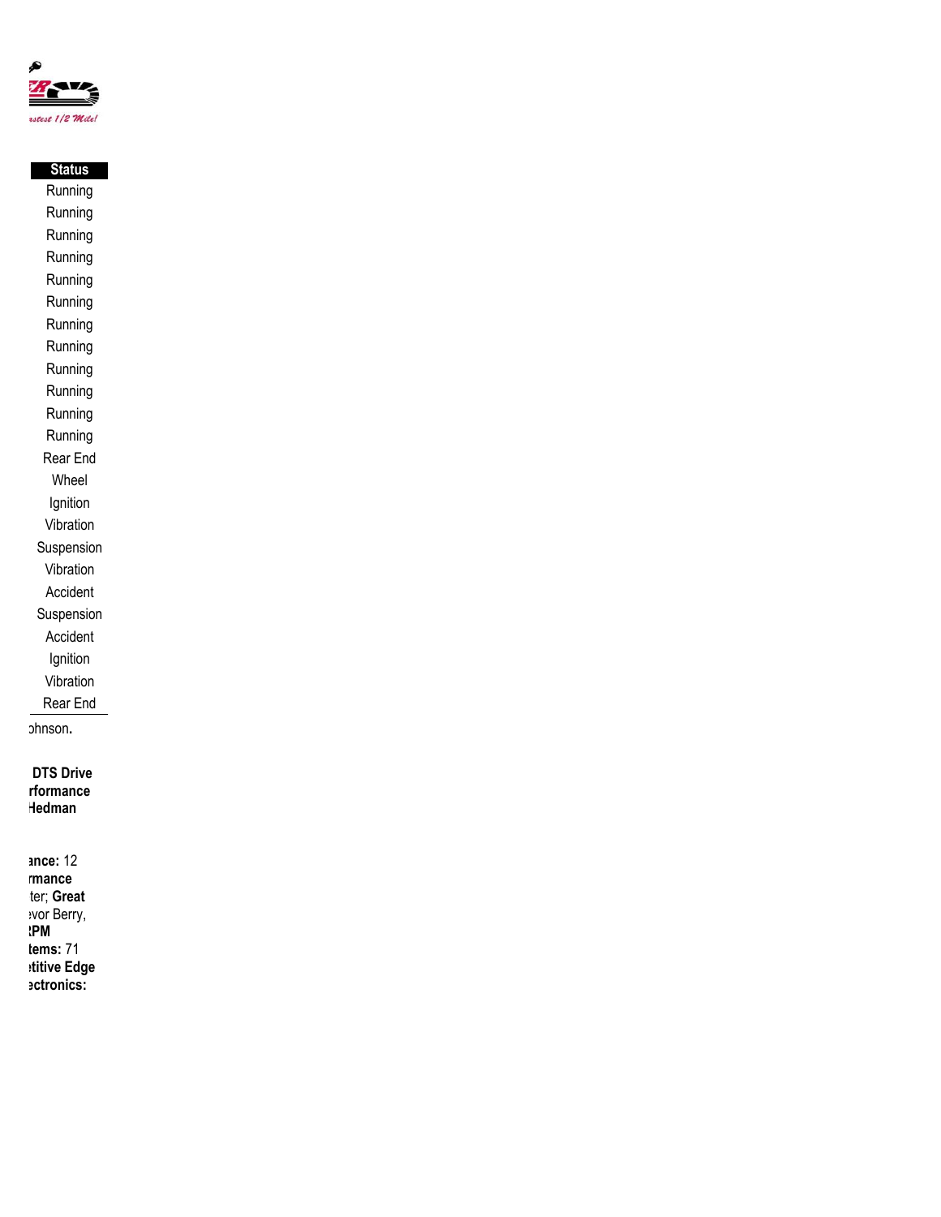| Status |
| --- |
| Running |
| Running |
| Running |
| Running |
| Running |
| Running |
| Running |
| Running |
| Running |
| Running |
| Running |
| Running |
| Rear End |
| Wheel |
| Ignition |
| Vibration |
| Suspension |
| Vibration |
| Accident |
| Suspension |
| Accident |
| Ignition |
| Vibration |
| Rear End |

ohnson.

**DTS Drive**
**rformance**
**Hedman**

**ance:** 12
**rmance**
ter; **Great**
evor Berry,
**RPM**
**tems:** 71
**etitive Edge**
**ectronics:**